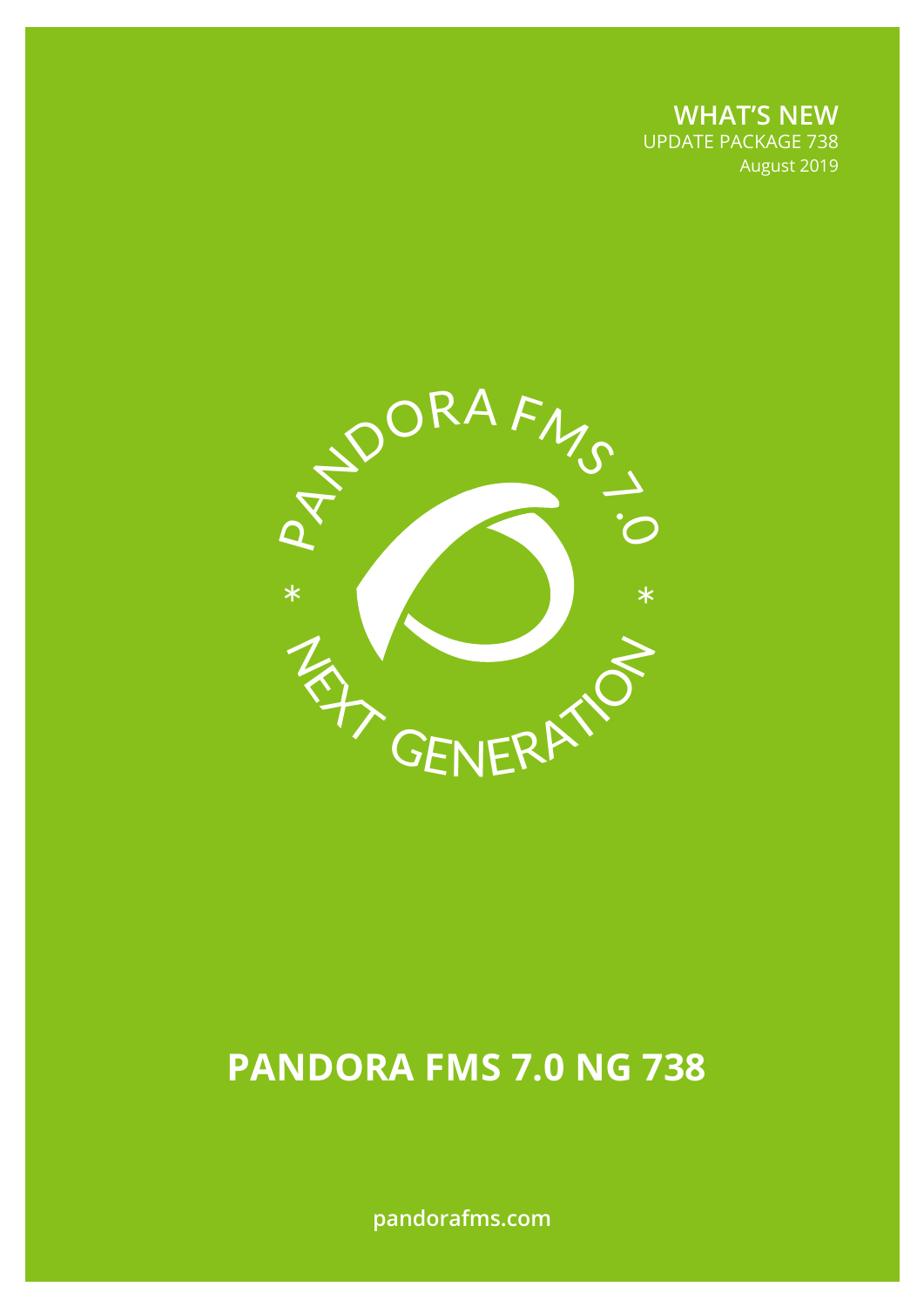**WHAT'S NEW**
UPDATE PACKAGE 738
August 2019

# PANDORA FMS 7.0 NG 738

pandorafms.com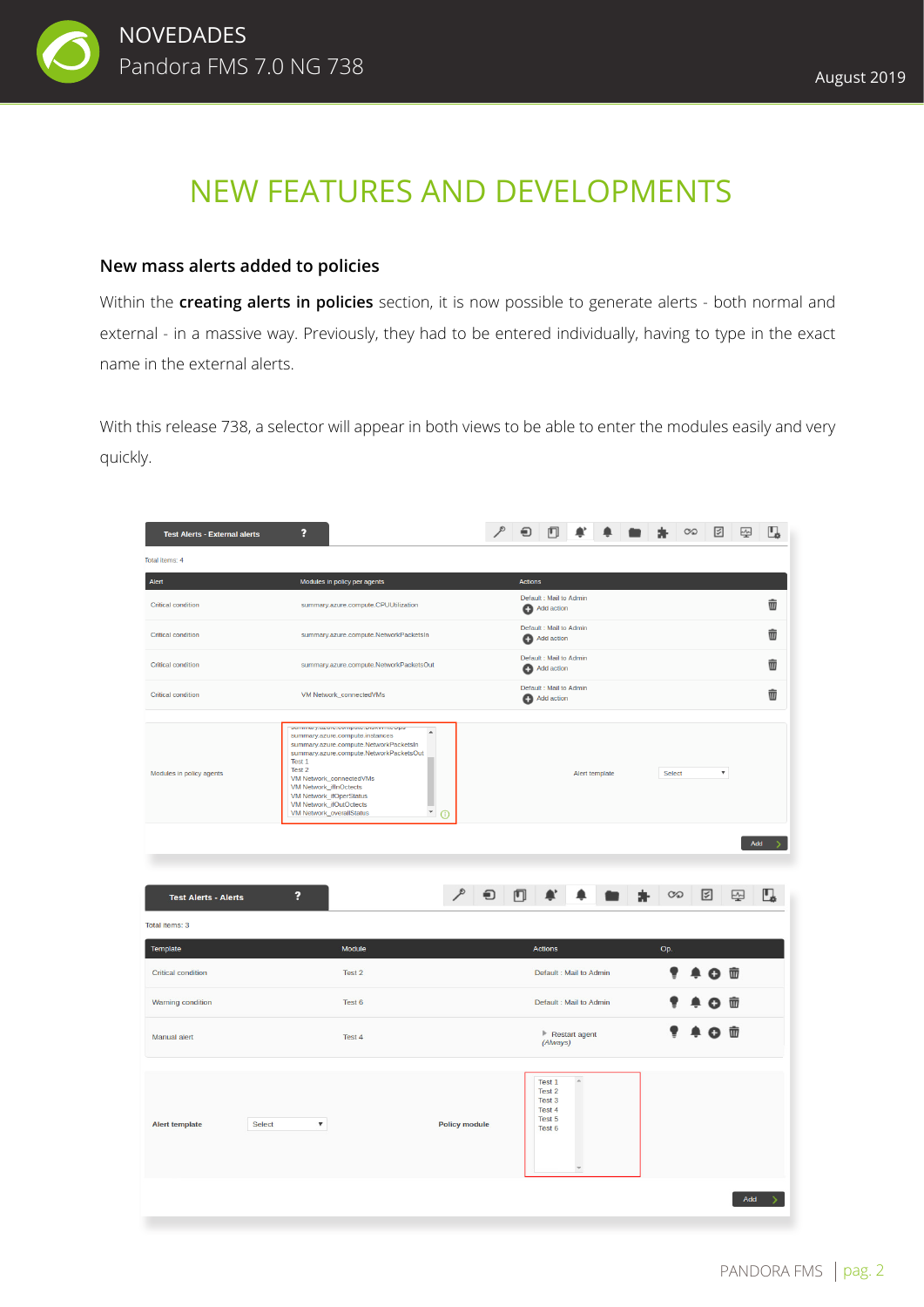# NEW FEATURES AND DEVELOPMENTS

### New mass alerts added to policies

Within the **creating alerts in policies** section, it is now possible to generate alerts - both normal and external - in a massive way. Previously, they had to be entered individually, having to type in the exact name in the external alerts.

With this release 738, a selector will appear in both views to be able to enter the modules easily and very quickly.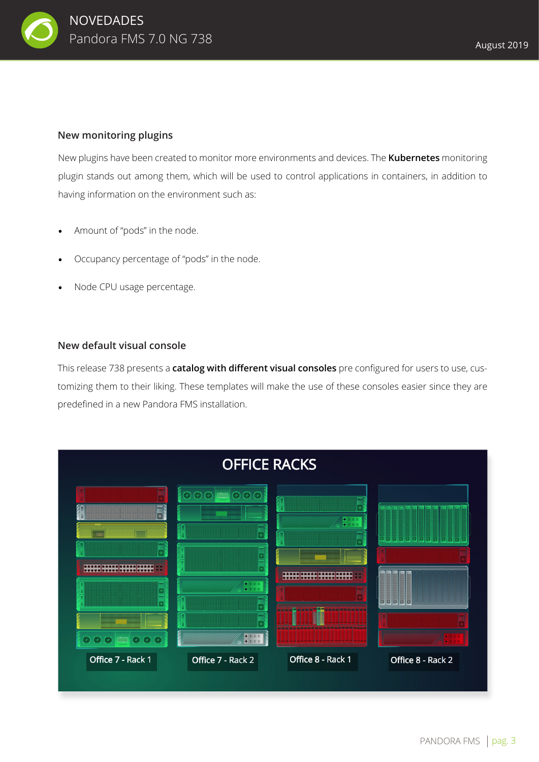### New monitoring plugins

New plugins have been created to monitor more environments and devices. The **Kubernetes** monitoring plugin stands out among them, which will be used to control applications in containers, in addition to having information on the environment such as:

- Amount of "pods" in the node.
- Occupancy percentage of "pods" in the node.
- Node CPU usage percentage.

### New default visual console

This release 738 presents a **catalog with different visual consoles** pre configured for users to use, customizing them to their liking. These templates will make the use of these consoles easier since they are predefined in a new Pandora FMS installation.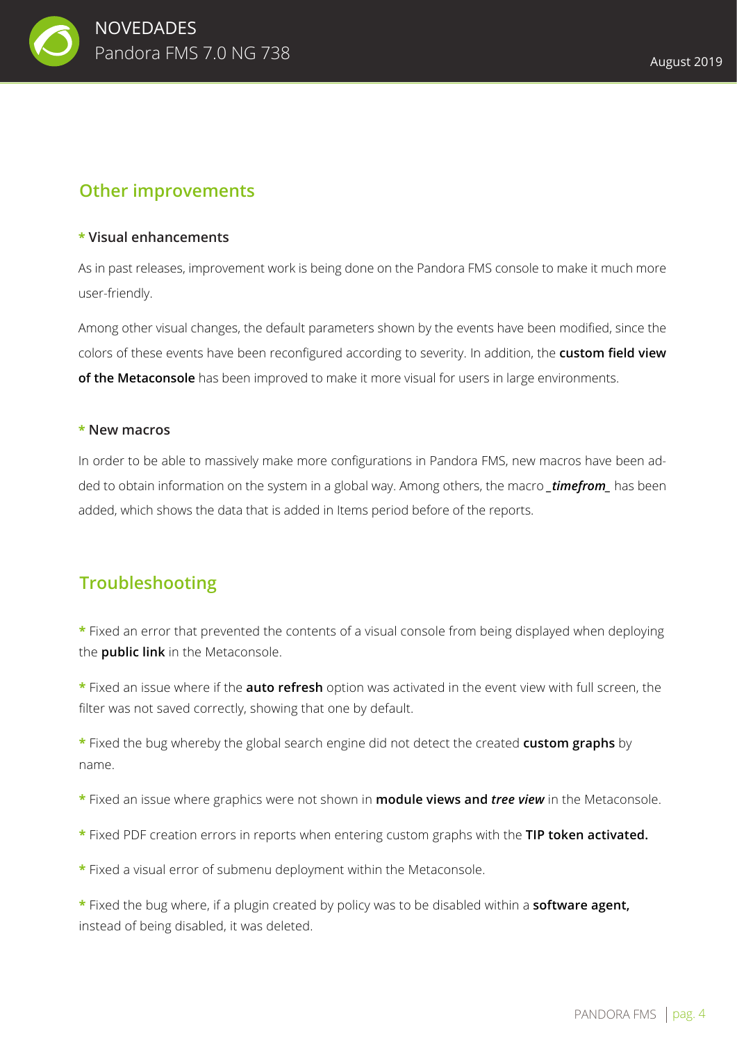## Other improvements

**\* Visual enhancements**

As in past releases, improvement work is being done on the Pandora FMS console to make it much more user-friendly.

Among other visual changes, the default parameters shown by the events have been modified, since the colors of these events have been reconfigured according to severity. In addition, the **custom field view of the Metaconsole** has been improved to make it more visual for users in large environments.

**\* New macros**

In order to be able to massively make more configurations in Pandora FMS, new macros have been added to obtain information on the system in a global way. Among others, the macro ***_timefrom_*** has been added, which shows the data that is added in Items period before of the reports.

## Troubleshooting

\* Fixed an error that prevented the contents of a visual console from being displayed when deploying the **public link** in the Metaconsole.

\* Fixed an issue where if the **auto refresh** option was activated in the event view with full screen, the filter was not saved correctly, showing that one by default.

\* Fixed the bug whereby the global search engine did not detect the created **custom graphs** by name.

\* Fixed an issue where graphics were not shown in **module views and *tree view*** in the Metaconsole.

\* Fixed PDF creation errors in reports when entering custom graphs with the **TIP token activated.**

\* Fixed a visual error of submenu deployment within the Metaconsole.

\* Fixed the bug where, if a plugin created by policy was to be disabled within a **software agent,** instead of being disabled, it was deleted.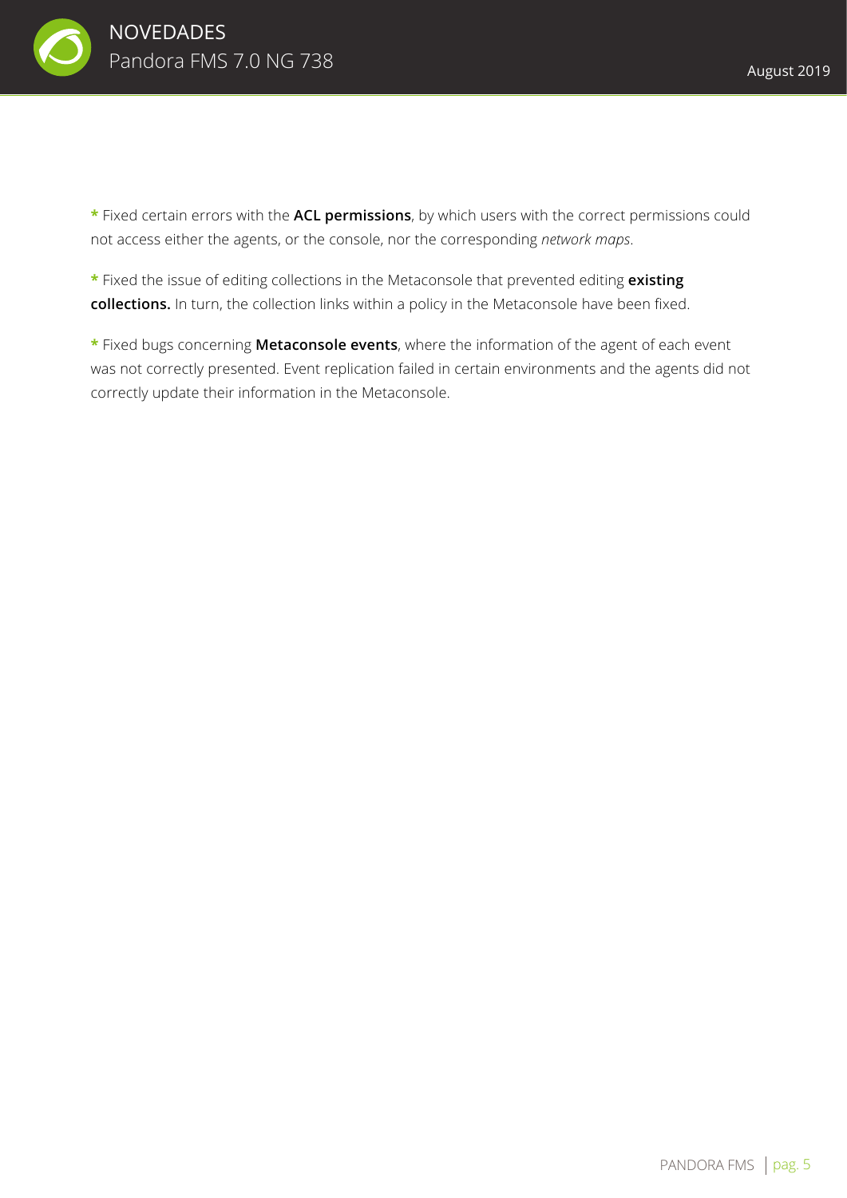* Fixed certain errors with the **ACL permissions**, by which users with the correct permissions could not access either the agents, or the console, nor the corresponding *network maps*.

* Fixed the issue of editing collections in the Metaconsole that prevented editing **existing collections.** In turn, the collection links within a policy in the Metaconsole have been fixed.

* Fixed bugs concerning **Metaconsole events**, where the information of the agent of each event was not correctly presented. Event replication failed in certain environments and the agents did not correctly update their information in the Metaconsole.